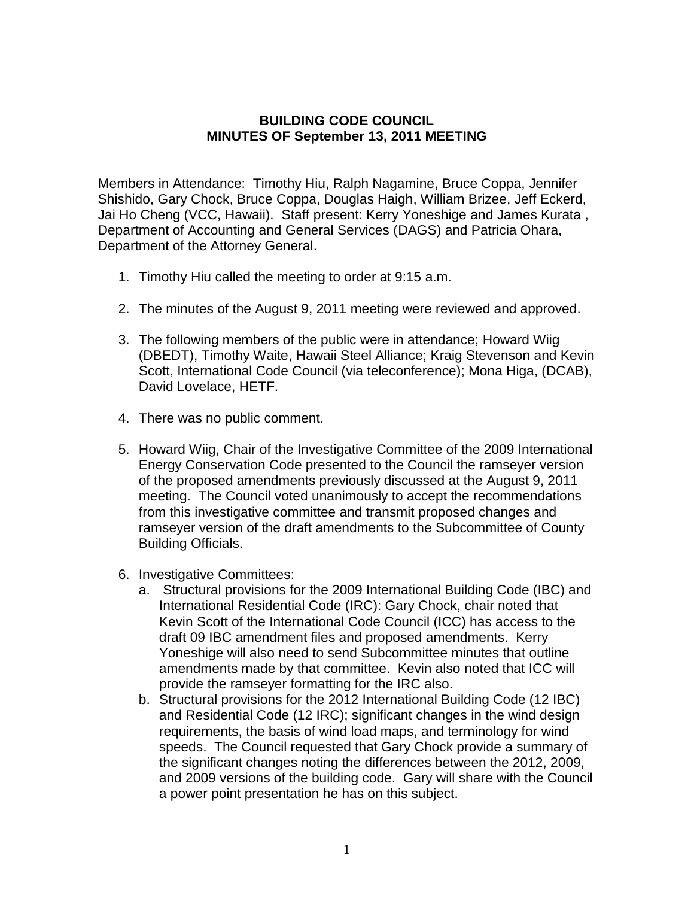# BUILDING CODE COUNCIL
## MINUTES OF September 13, 2011 MEETING

Members in Attendance: Timothy Hiu, Ralph Nagamine, Bruce Coppa, Jennifer Shishido, Gary Chock, Bruce Coppa, Douglas Haigh, William Brizee, Jeff Eckerd, Jai Ho Cheng (VCC, Hawaii). Staff present: Kerry Yoneshige and James Kurata , Department of Accounting and General Services (DAGS) and Patricia Ohara, Department of the Attorney General.

1. Timothy Hiu called the meeting to order at 9:15 a.m.

2. The minutes of the August 9, 2011 meeting were reviewed and approved.

3. The following members of the public were in attendance; Howard Wiig (DBEDT), Timothy Waite, Hawaii Steel Alliance; Kraig Stevenson and Kevin Scott, International Code Council (via teleconference); Mona Higa, (DCAB), David Lovelace, HETF.

4. There was no public comment.

5. Howard Wiig, Chair of the Investigative Committee of the 2009 International Energy Conservation Code presented to the Council the ramseyer version of the proposed amendments previously discussed at the August 9, 2011 meeting. The Council voted unanimously to accept the recommendations from this investigative committee and transmit proposed changes and ramseyer version of the draft amendments to the Subcommittee of County Building Officials.

6. Investigative Committees:
   a. Structural provisions for the 2009 International Building Code (IBC) and International Residential Code (IRC): Gary Chock, chair noted that Kevin Scott of the International Code Council (ICC) has access to the draft 09 IBC amendment files and proposed amendments. Kerry Yoneshige will also need to send Subcommittee minutes that outline amendments made by that committee. Kevin also noted that ICC will provide the ramseyer formatting for the IRC also.
   b. Structural provisions for the 2012 International Building Code (12 IBC) and Residential Code (12 IRC); significant changes in the wind design requirements, the basis of wind load maps, and terminology for wind speeds. The Council requested that Gary Chock provide a summary of the significant changes noting the differences between the 2012, 2009, and 2009 versions of the building code. Gary will share with the Council a power point presentation he has on this subject.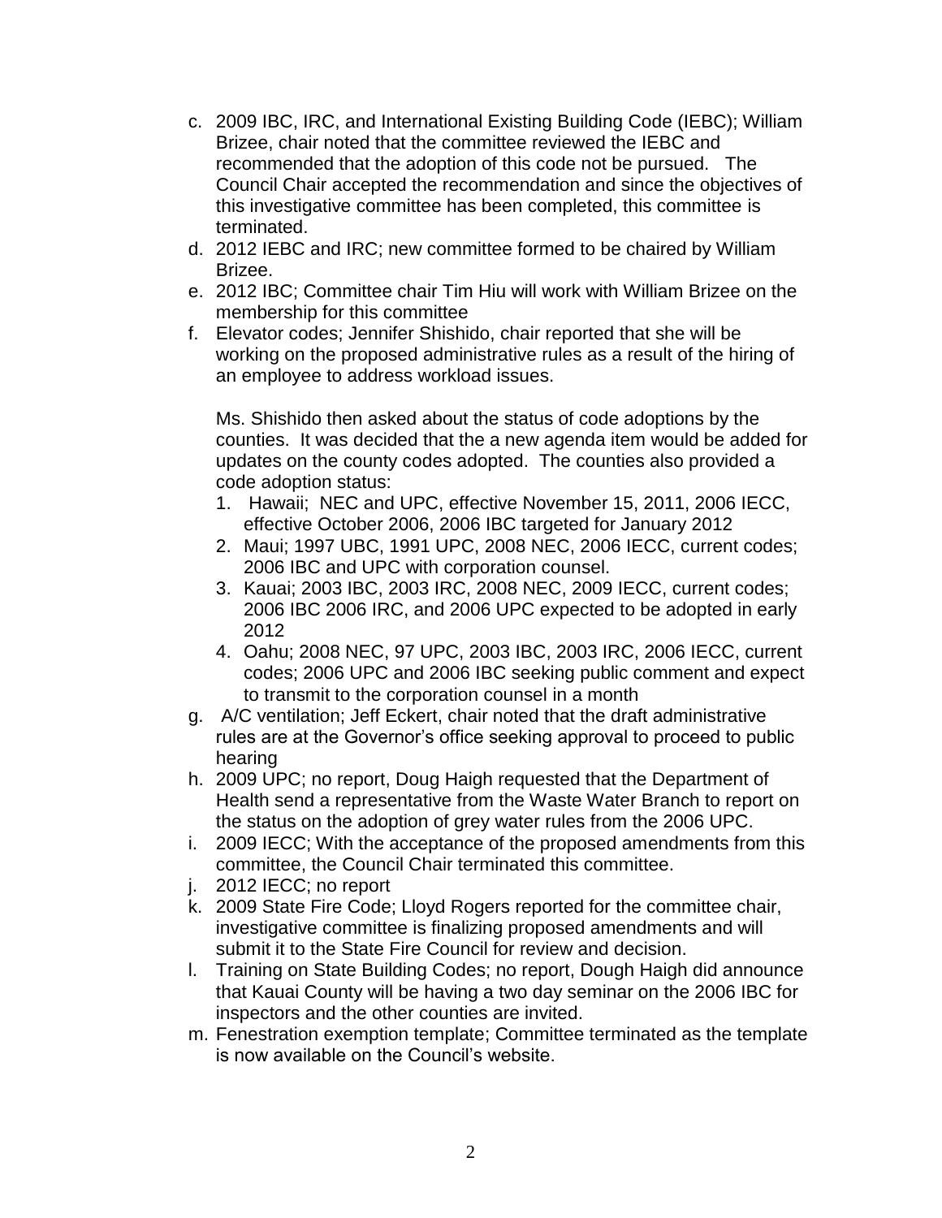c. 2009 IBC, IRC, and International Existing Building Code (IEBC); William Brizee, chair noted that the committee reviewed the IEBC and recommended that the adoption of this code not be pursued. The Council Chair accepted the recommendation and since the objectives of this investigative committee has been completed, this committee is terminated.
d. 2012 IEBC and IRC; new committee formed to be chaired by William Brizee.
e. 2012 IBC; Committee chair Tim Hiu will work with William Brizee on the membership for this committee
f. Elevator codes; Jennifer Shishido, chair reported that she will be working on the proposed administrative rules as a result of the hiring of an employee to address workload issues.

   Ms. Shishido then asked about the status of code adoptions by the counties. It was decided that the a new agenda item would be added for updates on the county codes adopted. The counties also provided a code adoption status:

   1. Hawaii; NEC and UPC, effective November 15, 2011, 2006 IECC, effective October 2006, 2006 IBC targeted for January 2012
   2. Maui; 1997 UBC, 1991 UPC, 2008 NEC, 2006 IECC, current codes; 2006 IBC and UPC with corporation counsel.
   3. Kauai; 2003 IBC, 2003 IRC, 2008 NEC, 2009 IECC, current codes; 2006 IBC 2006 IRC, and 2006 UPC expected to be adopted in early 2012
   4. Oahu; 2008 NEC, 97 UPC, 2003 IBC, 2003 IRC, 2006 IECC, current codes; 2006 UPC and 2006 IBC seeking public comment and expect to transmit to the corporation counsel in a month
g. A/C ventilation; Jeff Eckert, chair noted that the draft administrative rules are at the Governor's office seeking approval to proceed to public hearing
h. 2009 UPC; no report, Doug Haigh requested that the Department of Health send a representative from the Waste Water Branch to report on the status on the adoption of grey water rules from the 2006 UPC.
i. 2009 IECC; With the acceptance of the proposed amendments from this committee, the Council Chair terminated this committee.
j. 2012 IECC; no report
k. 2009 State Fire Code; Lloyd Rogers reported for the committee chair, investigative committee is finalizing proposed amendments and will submit it to the State Fire Council for review and decision.
l. Training on State Building Codes; no report, Dough Haigh did announce that Kauai County will be having a two day seminar on the 2006 IBC for inspectors and the other counties are invited.
m. Fenestration exemption template; Committee terminated as the template is now available on the Council's website.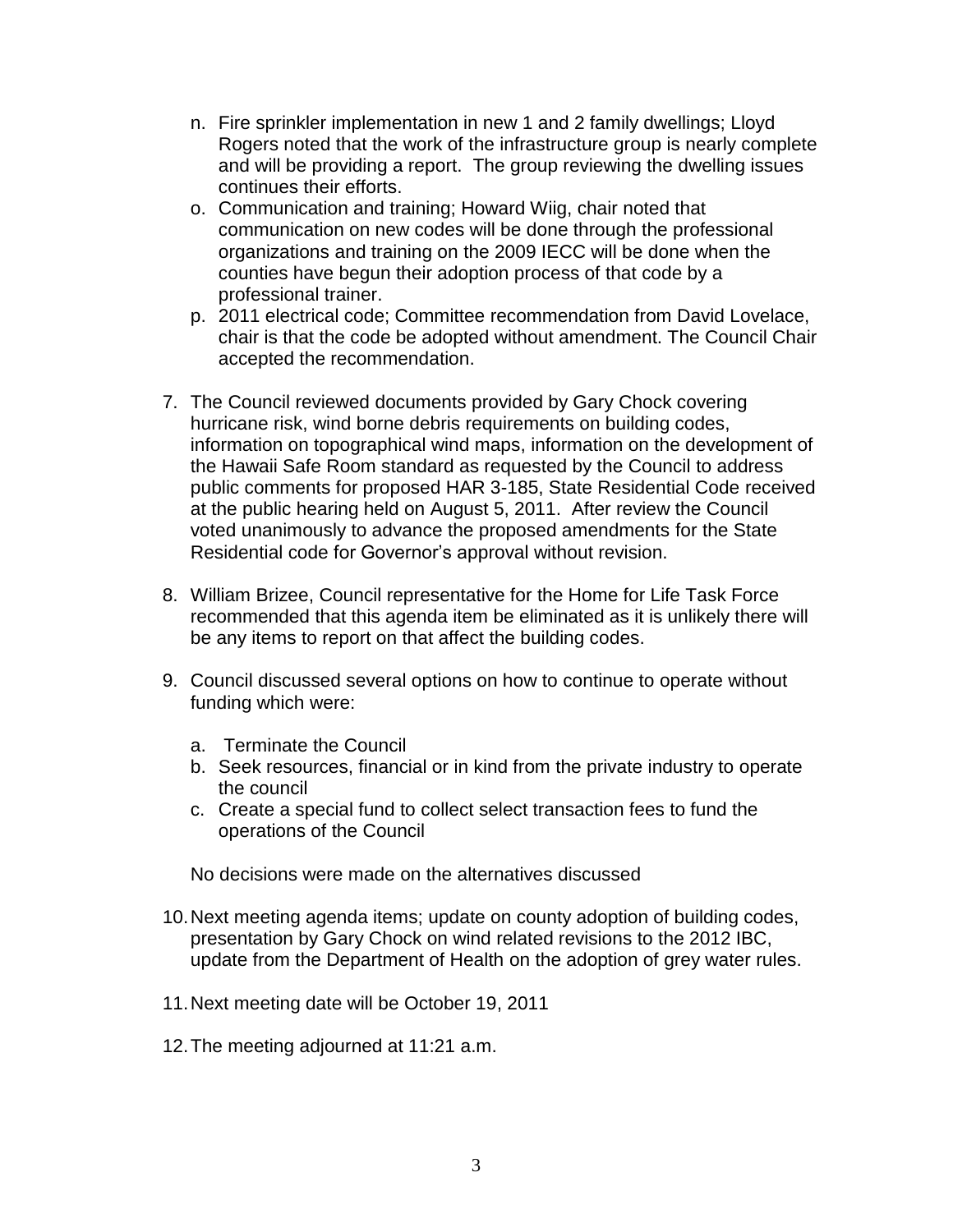n. Fire sprinkler implementation in new 1 and 2 family dwellings; Lloyd Rogers noted that the work of the infrastructure group is nearly complete and will be providing a report. The group reviewing the dwelling issues continues their efforts.

o. Communication and training; Howard Wiig, chair noted that communication on new codes will be done through the professional organizations and training on the 2009 IECC will be done when the counties have begun their adoption process of that code by a professional trainer.

p. 2011 electrical code; Committee recommendation from David Lovelace, chair is that the code be adopted without amendment. The Council Chair accepted the recommendation.

7. The Council reviewed documents provided by Gary Chock covering hurricane risk, wind borne debris requirements on building codes, information on topographical wind maps, information on the development of the Hawaii Safe Room standard as requested by the Council to address public comments for proposed HAR 3-185, State Residential Code received at the public hearing held on August 5, 2011. After review the Council voted unanimously to advance the proposed amendments for the State Residential code for Governor's approval without revision.

8. William Brizee, Council representative for the Home for Life Task Force recommended that this agenda item be eliminated as it is unlikely there will be any items to report on that affect the building codes.

9. Council discussed several options on how to continue to operate without funding which were:

   a. Terminate the Council
   b. Seek resources, financial or in kind from the private industry to operate the council
   c. Create a special fund to collect select transaction fees to fund the operations of the Council

   No decisions were made on the alternatives discussed

10. Next meeting agenda items; update on county adoption of building codes, presentation by Gary Chock on wind related revisions to the 2012 IBC, update from the Department of Health on the adoption of grey water rules.

11. Next meeting date will be October 19, 2011

12. The meeting adjourned at 11:21 a.m.